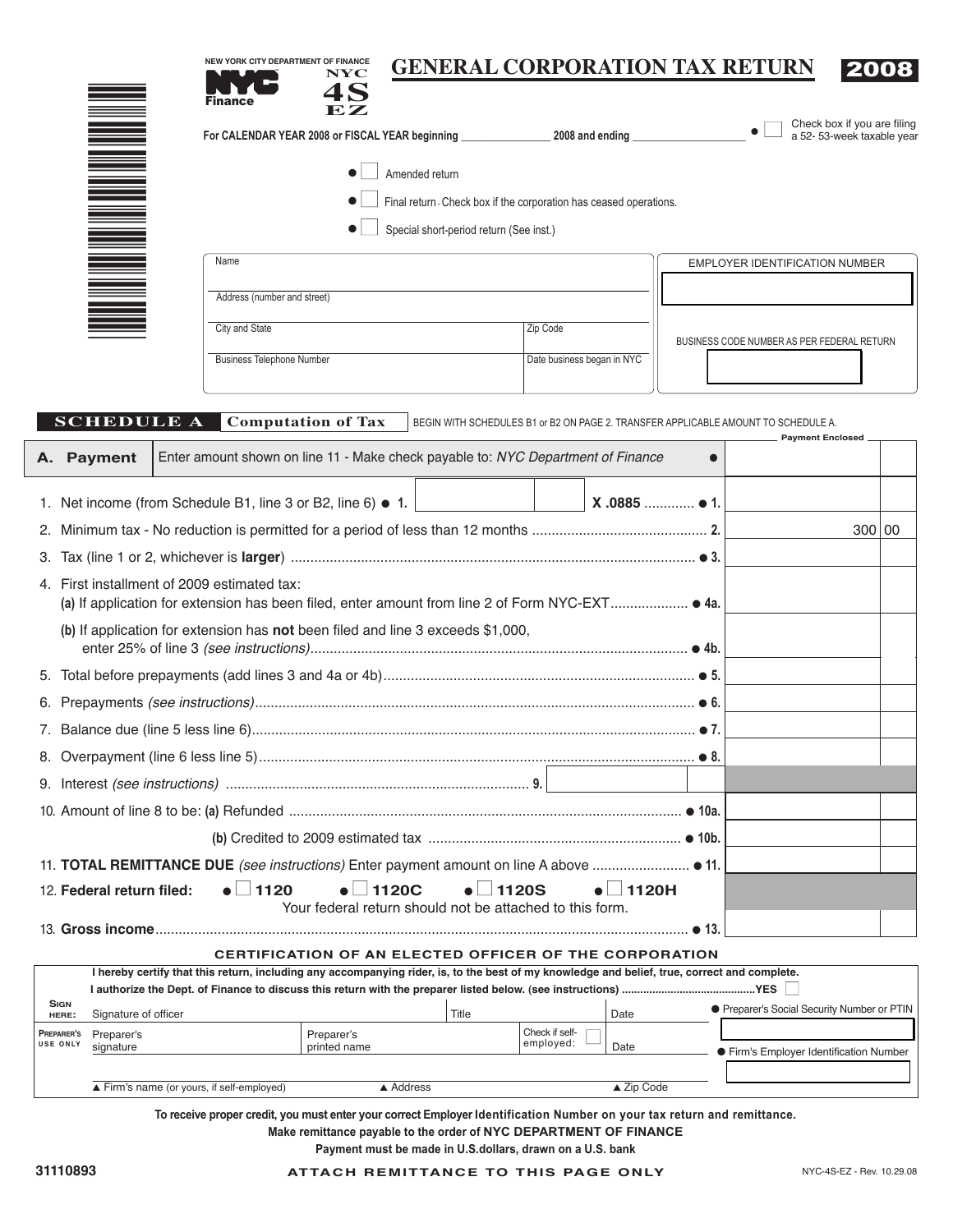NEW YORK CITY DEPARTMENT OF FINANCE

NYC Finance

# NYC 4S EZ

# GENERAL CORPORATION TAX RETURN 2008

For CALENDAR YEAR 2008 or FISCAL YEAR beginning _______________ 2008 and ending ___________________

● ☐ Check box if you are filing a 52- 53-week taxable year

● ☐ Amended return

● ☐ Final return - Check box if the corporation has ceased operations.

● ☐ Special short-period return (See inst.)

| Name | | EMPLOYER IDENTIFICATION NUMBER |
|---|---|---|
| Address (number and street) | | |
| City and State | Zip Code | BUSINESS CODE NUMBER AS PER FEDERAL RETURN |
| Business Telephone Number | Date business began in NYC | |

## SCHEDULE A Computation of Tax

BEGIN WITH SCHEDULES B1 or B2 ON PAGE 2. TRANSFER APPLICABLE AMOUNT TO SCHEDULE A.

| | | Payment Enclosed |
|---|---|---|
| **A. Payment** | Enter amount shown on line 11 - Make check payable to: *NYC Department of Finance* ● | |
| 1. Net income (from Schedule B1, line 3 or B2, line 6) ● 1. | ______ **X .0885** ● 1. | |
| 2. Minimum tax - No reduction is permitted for a period of less than 12 months | 2. | 300 00 |
| 3. Tax (line 1 or 2, whichever is **larger**) | ● 3. | |
| 4. First installment of 2009 estimated tax: (a) If application for extension has been filed, enter amount from line 2 of Form NYC-EXT | ● 4a. | |
| (b) If application for extension has **not** been filed and line 3 exceeds $1,000, enter 25% of line 3 *(see instructions)* | ● 4b. | |
| 5. Total before prepayments (add lines 3 and 4a or 4b) | ● 5. | |
| 6. Prepayments *(see instructions)* | ● 6. | |
| 7. Balance due (line 5 less line 6) | ● 7. | |
| 8. Overpayment (line 6 less line 5) | ● 8. | |
| 9. Interest *(see instructions)* | 9. ______ | |
| 10. Amount of line 8 to be: (a) Refunded | ● 10a. | |
| (b) Credited to 2009 estimated tax | ● 10b. | |
| 11. **TOTAL REMITTANCE DUE** *(see instructions)* Enter payment amount on line A above | ● 11. | |
| 12. **Federal return filed:** ● ☐ **1120** ● ☐ **1120C** ● ☐ **1120S** ● ☐ **1120H** Your federal return should not be attached to this form. | | |
| 13. **Gross income** | ● 13. | |

### CERTIFICATION OF AN ELECTED OFFICER OF THE CORPORATION

I hereby certify that this return, including any accompanying rider, is, to the best of my knowledge and belief, true, correct and complete.

I authorize the Dept. of Finance to discuss this return with the preparer listed below. (see instructions) ..........YES ☐

| | | | | | |
|---|---|---|---|---|---|
| **SIGN HERE:** | Signature of officer | | Title | Date | ● Preparer's Social Security Number or PTIN |
| **PREPARER'S USE ONLY** | Preparer's signature | Preparer's printed name | Check if self-employed: ☐ | Date | ● Firm's Employer Identification Number |
| | ▲ Firm's name (or yours, if self-employed) | ▲ Address | | ▲ Zip Code | |

**To receive proper credit, you must enter your correct Employer Identification Number on your tax return and remittance.**

**Make remittance payable to the order of NYC DEPARTMENT OF FINANCE**

**Payment must be made in U.S.dollars, drawn on a U.S. bank**

31110893

**ATTACH REMITTANCE TO THIS PAGE ONLY**

NYC-4S-EZ - Rev. 10.29.08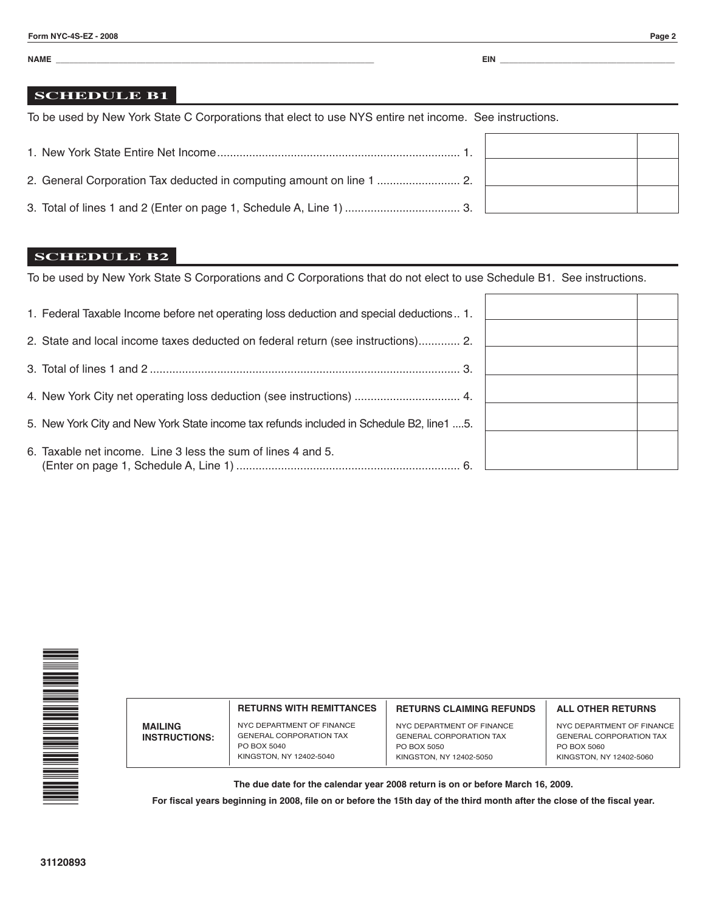NAME ______________________________ EIN ______________________________

## SCHEDULE B1

To be used by New York State C Corporations that elect to use NYS entire net income. See instructions.

| | | | |
|---|---|---|---|
| 1. New York State Entire Net Income | 1. | | |
| 2. General Corporation Tax deducted in computing amount on line 1 | 2. | | |
| 3. Total of lines 1 and 2 (Enter on page 1, Schedule A, Line 1) | 3. | | |

## SCHEDULE B2

To be used by New York State S Corporations and C Corporations that do not elect to use Schedule B1. See instructions.

| | | | |
|---|---|---|---|
| 1. Federal Taxable Income before net operating loss deduction and special deductions | 1. | | |
| 2. State and local income taxes deducted on federal return (see instructions) | 2. | | |
| 3. Total of lines 1 and 2 | 3. | | |
| 4. New York City net operating loss deduction (see instructions) | 4. | | |
| 5. New York City and New York State income tax refunds included in Schedule B2, line1 | 5. | | |
| 6. Taxable net income. Line 3 less the sum of lines 4 and 5. (Enter on page 1, Schedule A, Line 1) | 6. | | |

| MAILING INSTRUCTIONS: | RETURNS WITH REMITTANCES | RETURNS CLAIMING REFUNDS | ALL OTHER RETURNS |
|---|---|---|---|
| | NYC DEPARTMENT OF FINANCE<br>GENERAL CORPORATION TAX<br>PO BOX 5040<br>KINGSTON, NY 12402-5040 | NYC DEPARTMENT OF FINANCE<br>GENERAL CORPORATION TAX<br>PO BOX 5050<br>KINGSTON, NY 12402-5050 | NYC DEPARTMENT OF FINANCE<br>GENERAL CORPORATION TAX<br>PO BOX 5060<br>KINGSTON, NY 12402-5060 |

**The due date for the calendar year 2008 return is on or before March 16, 2009.**

**For fiscal years beginning in 2008, file on or before the 15th day of the third month after the close of the fiscal year.**

31120893